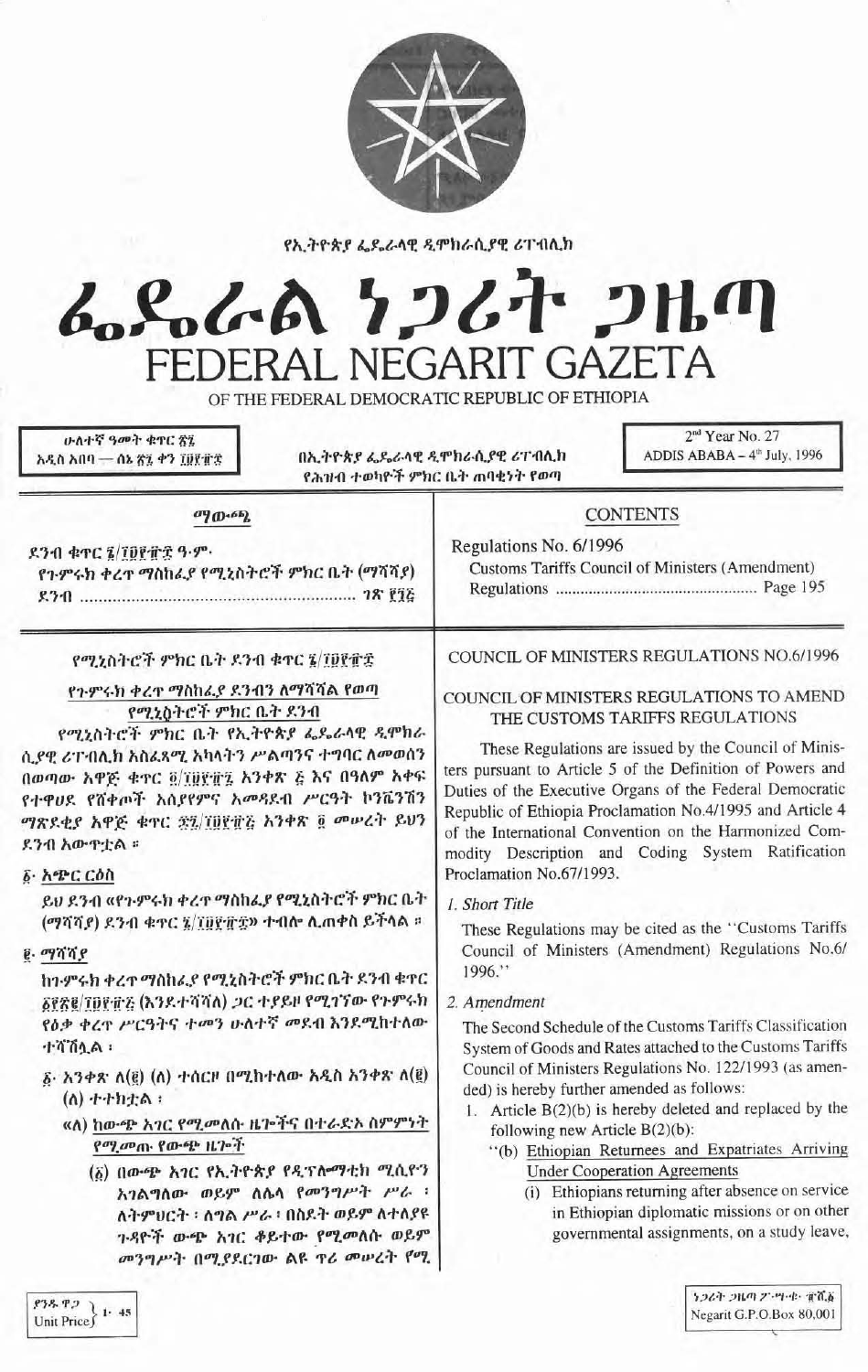የኢትዮጵያ ፌዴራላዊ ዲሞክራሲያዊ ሪፐብሊክ

# ፌዴራል ነጋሪት ጋዜጣ
# FEDERAL NEGARIT GAZETA

OF THE FEDERAL DEMOCRATIC REPUBLIC OF ETHIOPIA

ሁለተኛ ዓመት ቁጥር ፳፯
አዲስ አበባ — ሰኔ ፳፯ ቀን ፲፱፻፹፰

በኢትዮጵያ ፌዴራላዊ ዲሞክራሲያዊ ሪፐብሊክ
የሕዝብ ተወካዮች ምክር ቤት ጠባቂነት የወጣ

2nd Year No. 27
ADDIS ABABA - 4th July, 1996

## ማውጫ

ደንብ ቁጥር ፮/፲፱፻፹፰ ዓ.ም.
የጉምሩክ ቀረጥ ማስከፈያ የሚኒስትሮች ምክር ቤት (ማሻሻያ) ደንብ ..................................... ገጽ ፻፺፭

## CONTENTS

Regulations No. 6/1996
Customs Tariffs Council of Ministers (Amendment) Regulations ..................................... Page 195

### የሚኒስትሮች ምክር ቤት ደንብ ቁጥር ፮/፲፱፻፹፰

### የጉምሩክ ቀረጥ ማስከፈያ ደንብን ለማሻሻል የወጣ የሚኒስትሮች ምክር ቤት ደንብ

የሚኒስትሮች ምክር ቤት የኢትዮጵያ ፌዴራላዊ ዲሞክራሲያዊ ሪፐብሊክ አስፈጻሚ አካላትን ሥልጣንና ተግባር ለመወሰን በወጣው አዋጅ ቁጥር ፬/፲፱፻፹፯ አንቀጽ ፭ እና በዓለም አቀፍ የተዋሀደ የሸቀጦች አሰያየምና አመዳደብ ሥርዓት ኮንቬንሽን ማጽደቂያ አዋጅ ቁጥር ፷፯/፲፱፻፹፭ አንቀጽ ፬ መሠረት ይህን ደንብ አውጥቷል ።

**፩· አጭር ርዕስ**

ይህ ደንብ «የጉምሩክ ቀረጥ ማስከፈያ የሚኒስትሮች ምክር ቤት (ማሻሻያ) ደንብ ቁጥር ፮/፲፱፻፹፰» ተብሎ ሊጠቀስ ይችላል ።

**፪· ማሻሻያ**

ከጉምሩክ ቀረጥ ማስከፈያ የሚኒስትሮች ምክር ቤት ደንብ ቁጥር ፩፻፳፪/፲፱፻፹፮ (እንደተሻሻለ) ጋር ተያይዞ የሚገኘው የጉምሩክ የዕቃ ቀረጥ ሥርዓትና ተመን ሁለተኛ መደብ እንደሚከተለው ተሻሽሏል ፡

፩· አንቀጽ ለ(፪) (ለ) ተሰርዞ በሚከተለው አዲስ አንቀጽ ለ(፪) (ለ) ተተክቷል ፡

«ለ) <u>ከውጭ አገር የሚመለሱ ዜጐችና በተራድኦ ስምምነት የሚመጡ የውጭ ዜጐች</u>

(፩) በውጭ አገር የኢትዮጵያ የዲፕሎማቲክ ሚሲዮን አገልግለው ወይም ለሌላ የመንግሥት ሥራ ፡ ለትምህርት ፡ ለግል ሥራ ፡ በስደት ወይም ለተለያዩ ጉዳዮች ውጭ አገር ቆይተው የሚመለሱ ወይም መንግሥት በሚያደርገው ልዩ ጥሪ መሠረት የሚ

## COUNCIL OF MINISTERS REGULATIONS NO.6/1996

### COUNCIL OF MINISTERS REGULATIONS TO AMEND THE CUSTOMS TARIFFS REGULATIONS

These Regulations are issued by the Council of Ministers pursuant to Article 5 of the Definition of Powers and Duties of the Executive Organs of the Federal Democratic Republic of Ethiopia Proclamation No.4/1995 and Article 4 of the International Convention on the Harmonized Commodity Description and Coding System Ratification Proclamation No.67/1993.

*1. Short Title*

These Regulations may be cited as the "Customs Tariffs Council of Ministers (Amendment) Regulations No.6/ 1996."

*2. Amendment*

The Second Schedule of the Customs Tariffs Classification System of Goods and Rates attached to the Customs Tariffs Council of Ministers Regulations No. 122/1993 (as amended) is hereby further amended as follows:

1. Article B(2)(b) is hereby deleted and replaced by the following new Article B(2)(b):

"(b) <u>Ethiopian Returnees and Expatriates Arriving Under Cooperation Agreements</u>

(i) Ethiopians returning after absence on service in Ethiopian diplomatic missions or on other governmental assignments, on a study leave,

ያንዱ ዋጋ 1·45
Unit Price

ነጋሪት ጋዜጣ ፖ·ሣ·ቁ· ፹ሺ፩
Negarit G.P.O.Box 80,001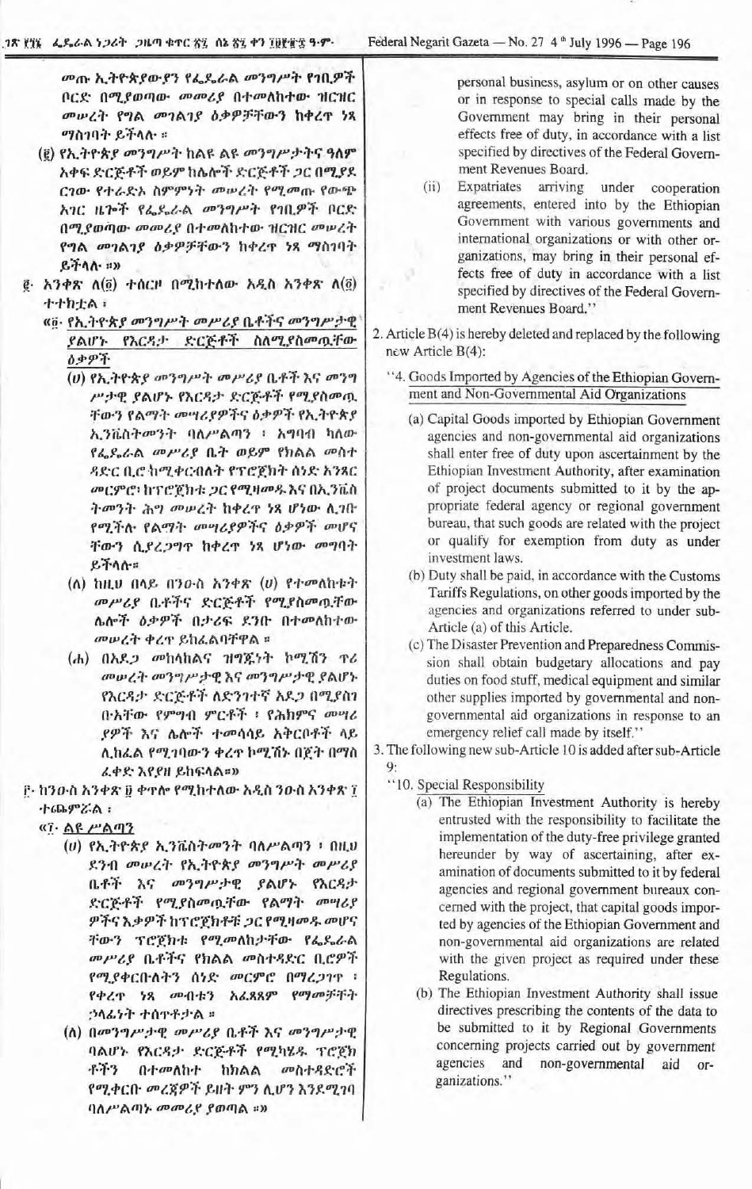መጡ ኢትዮጵያውያን የፌዴራል መንግሥት የገቢዎች ቦርድ በሚያወጣው መመሪያ በተመለከተው ዝርዝር መሠረት የግል መገልገያ ዕቃዎቻቸውን ከቀረጥ ነጻ ማስገባት ይችላሉ ።

(፪) የኢትዮጵያ መንግሥት ከልዩ ልዩ መንግሥታትና ዓለም አቀፍ ድርጅቶች ወይም ከሌሎች ድርጅቶች ጋር በሚያደርገው የትራድኦ ስምምነት መሠረት የሚመጡ የውጭ አገር ዜጎች የፌዴራል መንግሥት የገቢዎች ቦርድ በሚያወጣው መመሪያ በተመለከተው ዝርዝር መሠረት የግል መገልገያ ዕቃዎቻቸውን ከቀረጥ ነጻ ማስገባት ይችላሉ ።»

፪· አንቀጽ ለ(፬) ተሰርዞ በሚከተለው አዲስ አንቀጽ ለ(፬) ተተክቷል ፣

«፬· የኢትዮጵያ መንግሥት መሥሪያ ቤቶችና መንግሥታዊ ያልሆኑ የእርዳታ ድርጅቶች ስለሚያስመጧቸው ዕቃዎች

(ሀ) የኢትዮጵያ መንግሥት መሥሪያ ቤቶች እና መንግሥታዊ ያልሆኑ የእርዳታ ድርጅቶች የሚያስመጧቸውን የልማት መሣሪያዎችና ዕቃዎች የኢትዮጵያ ኢንቬስትመንት ባለሥልጣን ፣ አግባብ ካለው የፌዴራል መሥሪያ ቤት ወይም የክልል መስተዳድር ቢሮ ከሚቀርብለት የፕሮጀክት ሰነድ አንጻር መርምሮ፣ ከፕሮጀክቱ ጋር የሚዛመዱ እና በኢንቬስትመንት ሕግ መሠረት ከቀረጥ ነጻ ሆነው ሊገቡ የሚችሉ የልማት መሣሪያዎችና ዕቃዎች መሆናቸውን ሲያረጋግጥ ከቀረጥ ነጻ ሆነው መግባት ይችላሉ።

(ለ) ከዚህ በላይ በንዑስ አንቀጽ (ሀ) የተመለከቱት መሥሪያ ቤቶችና ድርጅቶች የሚያስመጧቸው ሌሎች ዕቃዎች በታሪፍ ደንቡ በተመለከተው መሠረት ቀረጥ ይከፈልባቸዋል ።

(ሐ) በአደጋ መከላከልና ዝግጁነት ኮሚሽን ጥሪ መሠረት መንግሥታዊ እና መንግሥታዊ ያልሆኑ የእርዳታ ድርጅቶች ለድንገተኛ አደጋ በሚያስገቡአቸው የምግብ ምርቶች ፣ የሕክምና መሣሪያዎች እና ሌሎች ተመሳሳይ አቅርቦቶች ላይ ሊከፈል የሚገባውን ቀረጥ ኮሚሽኑ በጀት በማስፈቀድ እየያዘ ይከፍላል።»

፫· ከንዑስ አንቀጽ ፱ ቀጥሎ የሚከተለው አዲስ ንዑስ አንቀጽ ፲ ተጨምሯል ፣

«፲· ልዩ ሥልጣን

(ሀ) የኢትዮጵያ ኢንቬስትመንት ባለሥልጣን ፣ በዚህ ደንብ መሠረት የኢትዮጵያ መንግሥት መሥሪያ ቤቶች እና መንግሥታዊ ያልሆኑ የእርዳታ ድርጅቶች የሚያስመጧቸው የልማት መሣሪያዎችና እቃዎች ከፕሮጀክቶቹ ጋር የሚዛመዱ መሆናቸውን ፕሮጀክቱ የሚመለከታቸው የፌዴራል መሥሪያ ቤቶችና የክልል መስተዳድር ቢሮዎች የሚያቀርቡለትን ሰነድ መርምሮ በማረጋገጥ ፣ የቀረጥ ነጻ መብቱን አፈጻጸም የማመቻቸት ኃላፊነት ተሰጥቶታል ።

(ለ) በመንግሥታዊ መሥሪያ ቤቶች እና መንግሥታዊ ባለሆኑ የእርዳታ ድርጅቶች የሚካሄዱ ፕሮጀክቶችን በተመለከተ ከክልል መስተዳድሮች የሚቀርቡ መረጃዎች ይዘት ምን ሊሆን እንደሚገባ ባለሥልጣኑ መመሪያ ያወጣል ።»

personal business, asylum or on other causes or in response to special calls made by the Government may bring in their personal effects free of duty, in accordance with a list specified by directives of the Federal Government Revenues Board.

(ii) Expatriates arriving under cooperation agreements, entered into by the Ethiopian Government with various governments and international organizations or with other organizations, may bring in their personal effects free of duty in accordance with a list specified by directives of the Federal Government Revenues Board."

2. Article B(4) is hereby deleted and replaced by the following new Article B(4):

"4. Goods Imported by Agencies of the Ethiopian Government and Non-Governmental Aid Organizations

(a) Capital Goods imported by Ethiopian Government agencies and non-governmental aid organizations shall enter free of duty upon ascertainment by the Ethiopian Investment Authority, after examination of project documents submitted to it by the appropriate federal agency or regional government bureau, that such goods are related with the project or qualify for exemption from duty as under investment laws.

(b) Duty shall be paid, in accordance with the Customs Tariffs Regulations, on other goods imported by the agencies and organizations referred to under sub-Article (a) of this Article.

(c) The Disaster Prevention and Preparedness Commission shall obtain budgetary allocations and pay duties on food stuff, medical equipment and similar other supplies imported by governmental and non-governmental aid organizations in response to an emergency relief call made by itself."

3. The following new sub-Article 10 is added after sub-Article 9:

"10. Special Responsibility

(a) The Ethiopian Investment Authority is hereby entrusted with the responsibility to facilitate the implementation of the duty-free privilege granted hereunder by way of ascertaining, after examination of documents submitted to it by federal agencies and regional government bureaux concerned with the project, that capital goods imported by agencies of the Ethiopian Government and non-governmental aid organizations are related with the given project as required under these Regulations.

(b) The Ethiopian Investment Authority shall issue directives prescribing the contents of the data to be submitted to it by Regional Governments concerning projects carried out by government agencies and non-governmental aid organizations."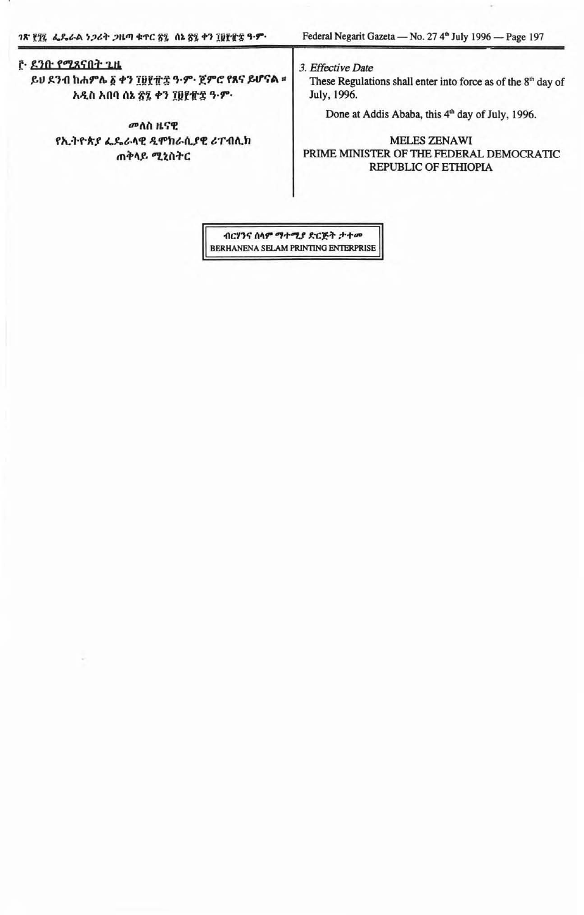፫· ደንቡ የሚጸናበት ጊዜ

ይህ ደንብ ከሐምሌ ፩ ቀን ፲፱፻፹፰ ዓ·ም· ጀምሮ የጸና ይሆናል ፡፡

አዲስ አበባ ሰኔ ፳፯ ቀን ፲፱፻፹፰ ዓ·ም·

መለስ ዜናዊ

የኢትዮጵያ ፌዴራላዊ ዲሞክራሲያዊ ሪፐብሊክ

ጠቅላይ ሚኒስትር

3. *Effective Date*

These Regulations shall enter into force as of the 8th day of July, 1996.

Done at Addis Ababa, this 4th day of July, 1996.

MELES ZENAWI

PRIME MINISTER OF THE FEDERAL DEMOCRATIC REPUBLIC OF ETHIOPIA

ብርሃንና ሰላም ማተሚያ ድርጅት ታተመ

BERHANENA SELAM PRINTING ENTERPRISE